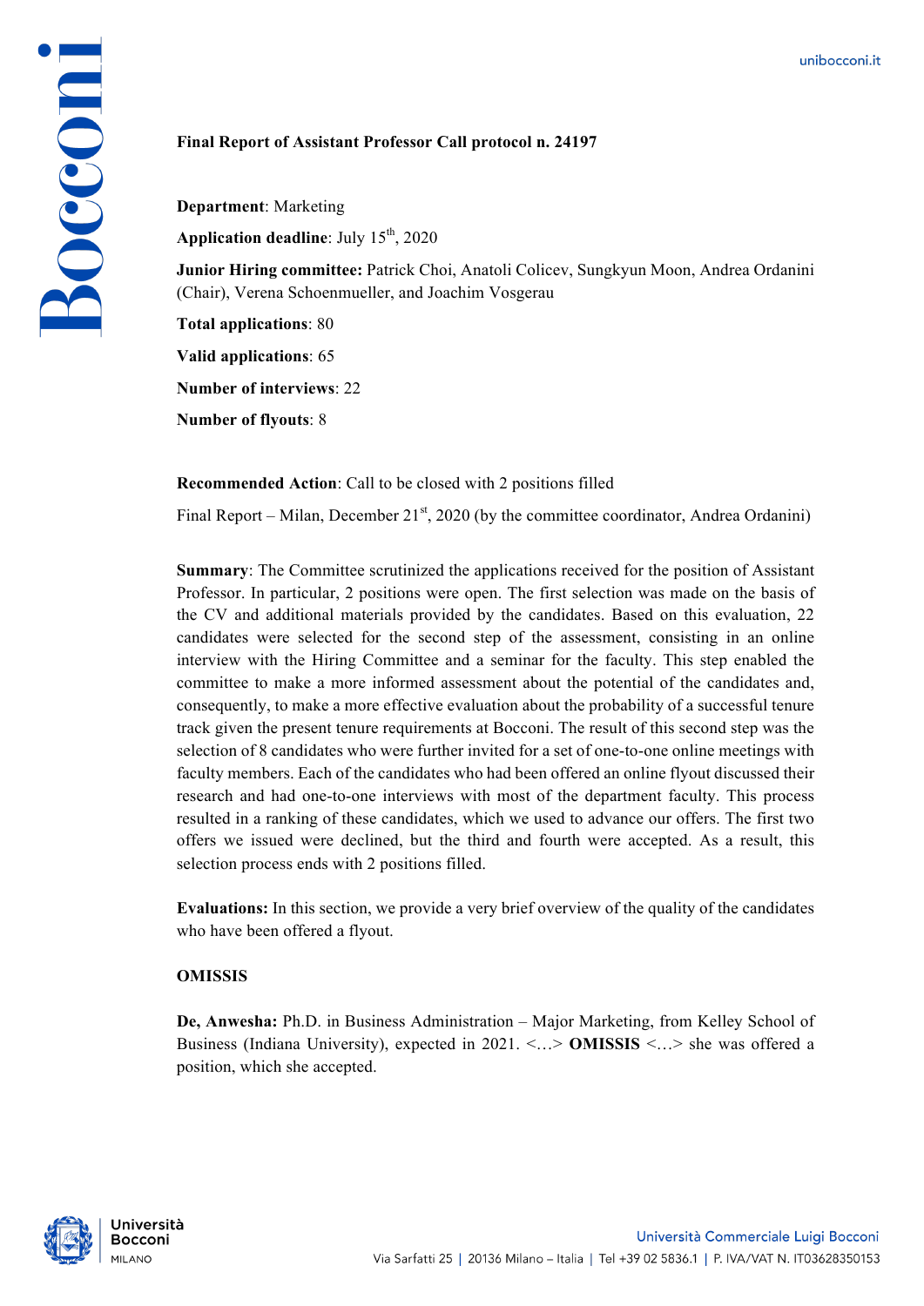**Final Report of Assistant Professor Call protocol n. 24197**

**Department**: Marketing

**Application deadline**: July 15th, 2020

**Junior Hiring committee:** Patrick Choi, Anatoli Colicev, Sungkyun Moon, Andrea Ordanini (Chair), Verena Schoenmueller, and Joachim Vosgerau

**Total applications**: 80

**Valid applications**: 65

**Number of interviews**: 22

**Number of flyouts**: 8

**Recommended Action**: Call to be closed with 2 positions filled

Final Report – Milan, December 21st, 2020 (by the committee coordinator, Andrea Ordanini)

**Summary**: The Committee scrutinized the applications received for the position of Assistant Professor. In particular, 2 positions were open. The first selection was made on the basis of the CV and additional materials provided by the candidates. Based on this evaluation, 22 candidates were selected for the second step of the assessment, consisting in an online interview with the Hiring Committee and a seminar for the faculty. This step enabled the committee to make a more informed assessment about the potential of the candidates and, consequently, to make a more effective evaluation about the probability of a successful tenure track given the present tenure requirements at Bocconi. The result of this second step was the selection of 8 candidates who were further invited for a set of one-to-one online meetings with faculty members. Each of the candidates who had been offered an online flyout discussed their research and had one-to-one interviews with most of the department faculty. This process resulted in a ranking of these candidates, which we used to advance our offers. The first two offers we issued were declined, but the third and fourth were accepted. As a result, this selection process ends with 2 positions filled.

**Evaluations:** In this section, we provide a very brief overview of the quality of the candidates who have been offered a flyout.

**OMISSIS**

**De, Anwesha:** Ph.D. in Business Administration – Major Marketing, from Kelley School of Business (Indiana University), expected in 2021. <…> **OMISSIS** <…> she was offered a position, which she accepted.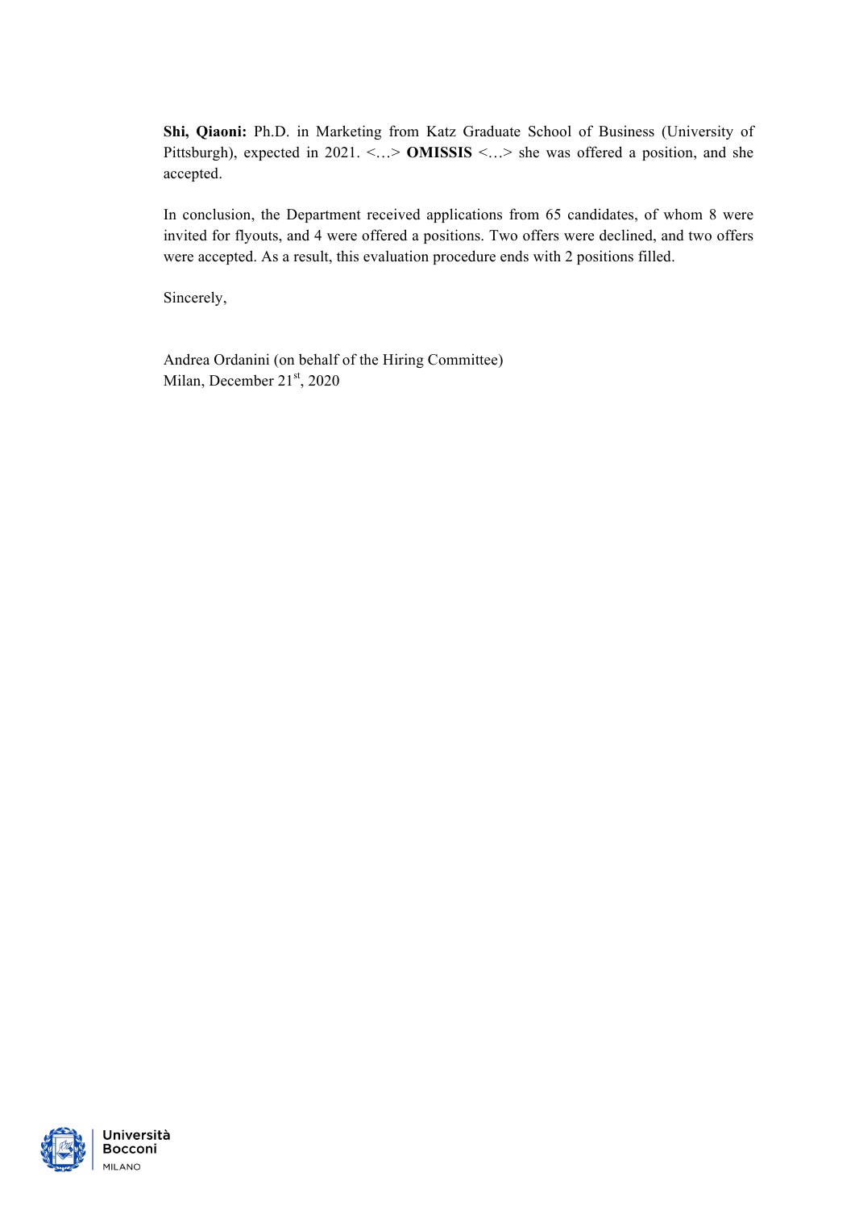**Shi, Qiaoni:** Ph.D. in Marketing from Katz Graduate School of Business (University of Pittsburgh), expected in 2021. <…> **OMISSIS** <…> she was offered a position, and she accepted.

In conclusion, the Department received applications from 65 candidates, of whom 8 were invited for flyouts, and 4 were offered a positions. Two offers were declined, and two offers were accepted. As a result, this evaluation procedure ends with 2 positions filled.

Sincerely,

Andrea Ordanini (on behalf of the Hiring Committee)
Milan, December 21st, 2020